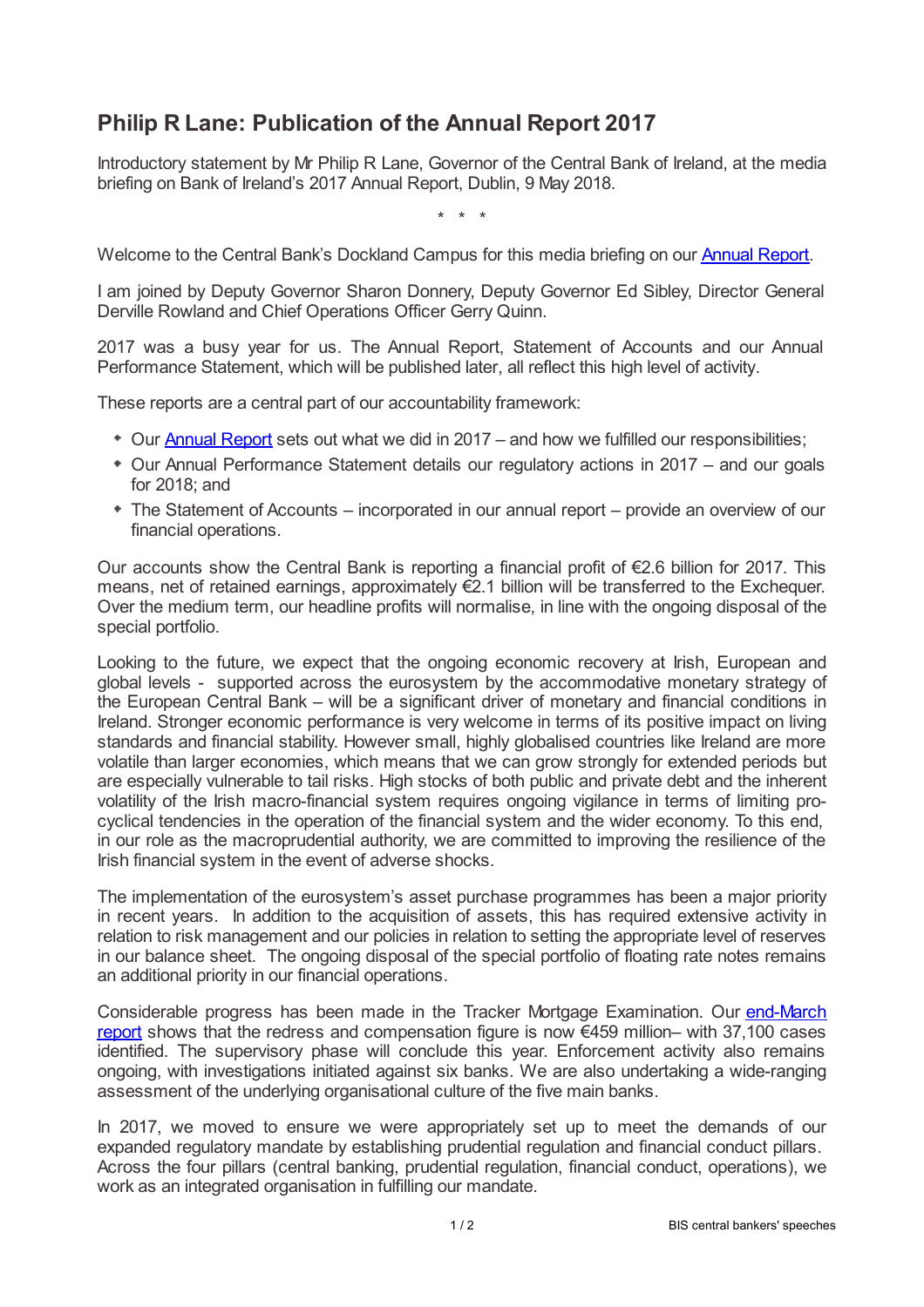# Philip R Lane: Publication of the Annual Report 2017

Introductory statement by Mr Philip R Lane, Governor of the Central Bank of Ireland, at the media briefing on Bank of Ireland's 2017 Annual Report, Dublin, 9 May 2018.

\* \* \*

Welcome to the Central Bank's Dockland Campus for this media briefing on our Annual Report.

I am joined by Deputy Governor Sharon Donnery, Deputy Governor Ed Sibley, Director General Derville Rowland and Chief Operations Officer Gerry Quinn.

2017 was a busy year for us. The Annual Report, Statement of Accounts and our Annual Performance Statement, which will be published later, all reflect this high level of activity.

These reports are a central part of our accountability framework:

- Our Annual Report sets out what we did in 2017 – and how we fulfilled our responsibilities;
- Our Annual Performance Statement details our regulatory actions in 2017 – and our goals for 2018; and
- The Statement of Accounts – incorporated in our annual report – provide an overview of our financial operations.

Our accounts show the Central Bank is reporting a financial profit of €2.6 billion for 2017. This means, net of retained earnings, approximately €2.1 billion will be transferred to the Exchequer. Over the medium term, our headline profits will normalise, in line with the ongoing disposal of the special portfolio.

Looking to the future, we expect that the ongoing economic recovery at Irish, European and global levels - supported across the eurosystem by the accommodative monetary strategy of the European Central Bank – will be a significant driver of monetary and financial conditions in Ireland. Stronger economic performance is very welcome in terms of its positive impact on living standards and financial stability. However small, highly globalised countries like Ireland are more volatile than larger economies, which means that we can grow strongly for extended periods but are especially vulnerable to tail risks. High stocks of both public and private debt and the inherent volatility of the Irish macro-financial system requires ongoing vigilance in terms of limiting pro-cyclical tendencies in the operation of the financial system and the wider economy. To this end, in our role as the macroprudential authority, we are committed to improving the resilience of the Irish financial system in the event of adverse shocks.

The implementation of the eurosystem's asset purchase programmes has been a major priority in recent years. In addition to the acquisition of assets, this has required extensive activity in relation to risk management and our policies in relation to setting the appropriate level of reserves in our balance sheet. The ongoing disposal of the special portfolio of floating rate notes remains an additional priority in our financial operations.

Considerable progress has been made in the Tracker Mortgage Examination. Our end-March report shows that the redress and compensation figure is now €459 million– with 37,100 cases identified. The supervisory phase will conclude this year. Enforcement activity also remains ongoing, with investigations initiated against six banks. We are also undertaking a wide-ranging assessment of the underlying organisational culture of the five main banks.

In 2017, we moved to ensure we were appropriately set up to meet the demands of our expanded regulatory mandate by establishing prudential regulation and financial conduct pillars. Across the four pillars (central banking, prudential regulation, financial conduct, operations), we work as an integrated organisation in fulfilling our mandate.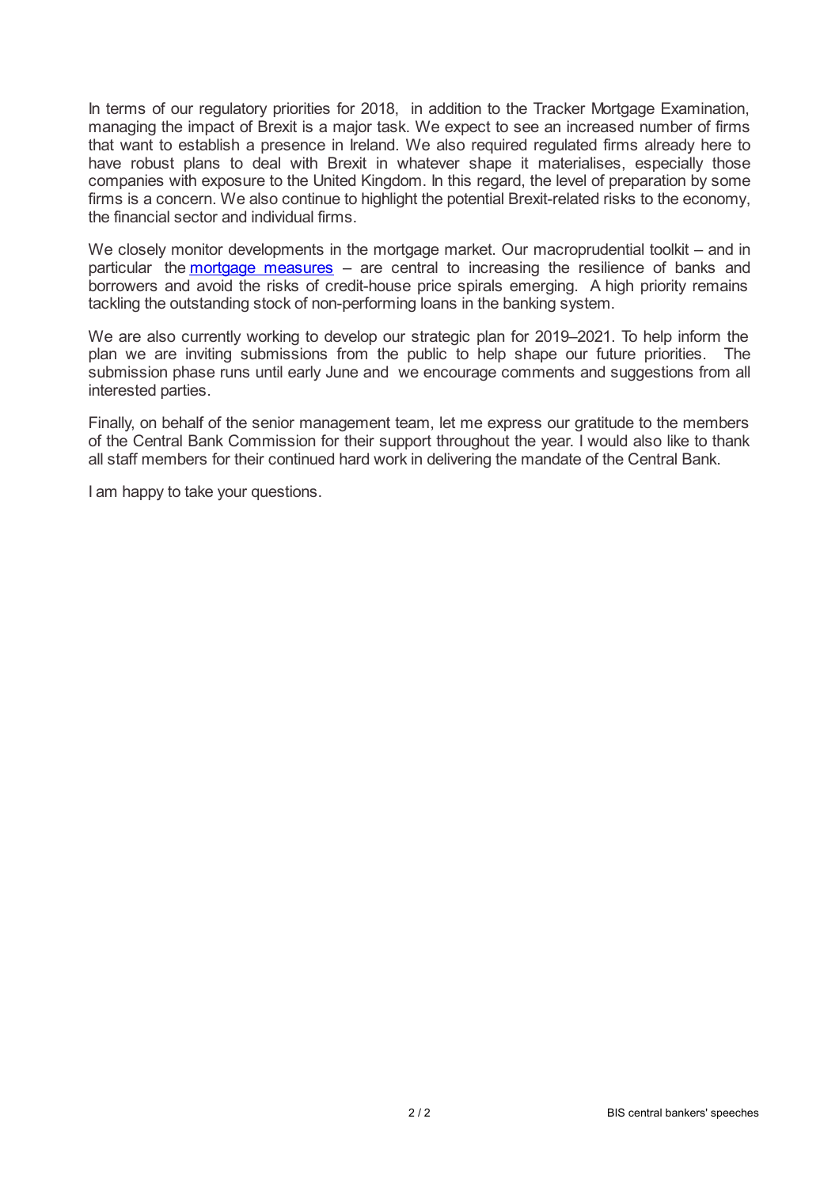In terms of our regulatory priorities for 2018, in addition to the Tracker Mortgage Examination, managing the impact of Brexit is a major task. We expect to see an increased number of firms that want to establish a presence in Ireland. We also required regulated firms already here to have robust plans to deal with Brexit in whatever shape it materialises, especially those companies with exposure to the United Kingdom. In this regard, the level of preparation by some firms is a concern. We also continue to highlight the potential Brexit-related risks to the economy, the financial sector and individual firms.

We closely monitor developments in the mortgage market. Our macroprudential toolkit – and in particular the mortgage measures – are central to increasing the resilience of banks and borrowers and avoid the risks of credit-house price spirals emerging. A high priority remains tackling the outstanding stock of non-performing loans in the banking system.

We are also currently working to develop our strategic plan for 2019–2021. To help inform the plan we are inviting submissions from the public to help shape our future priorities. The submission phase runs until early June and we encourage comments and suggestions from all interested parties.

Finally, on behalf of the senior management team, let me express our gratitude to the members of the Central Bank Commission for their support throughout the year. I would also like to thank all staff members for their continued hard work in delivering the mandate of the Central Bank.

I am happy to take your questions.